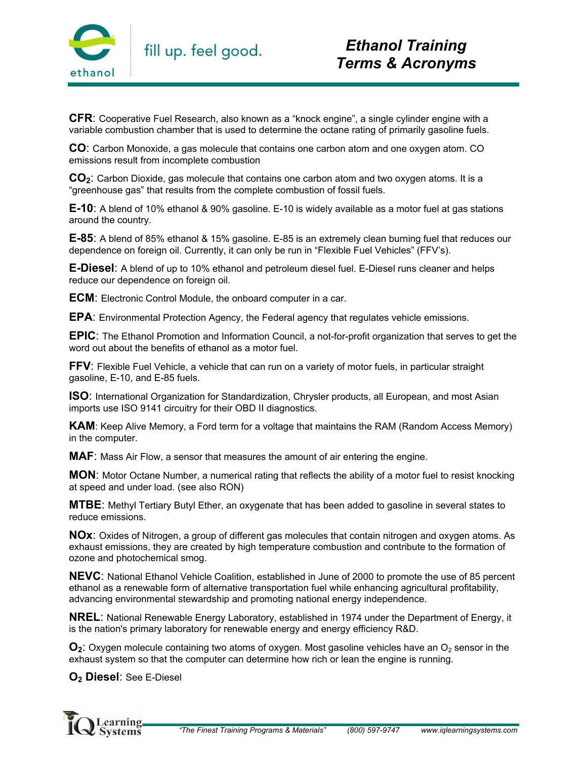# Ethanol Training Terms & Acronyms

fill up. feel good.

**CFR**: Cooperative Fuel Research, also known as a "knock engine", a single cylinder engine with a variable combustion chamber that is used to determine the octane rating of primarily gasoline fuels.

**CO**: Carbon Monoxide, a gas molecule that contains one carbon atom and one oxygen atom. CO emissions result from incomplete combustion

**$CO_2$**: Carbon Dioxide, gas molecule that contains one carbon atom and two oxygen atoms. It is a "greenhouse gas" that results from the complete combustion of fossil fuels.

**E-10**: A blend of 10% ethanol & 90% gasoline. E-10 is widely available as a motor fuel at gas stations around the country.

**E-85**: A blend of 85% ethanol & 15% gasoline. E-85 is an extremely clean burning fuel that reduces our dependence on foreign oil. Currently, it can only be run in "Flexible Fuel Vehicles" (FFV's).

**E-Diesel**: A blend of up to 10% ethanol and petroleum diesel fuel. E-Diesel runs cleaner and helps reduce our dependence on foreign oil.

**ECM**: Electronic Control Module, the onboard computer in a car.

**EPA**: Environmental Protection Agency, the Federal agency that regulates vehicle emissions.

**EPIC**: The Ethanol Promotion and Information Council, a not-for-profit organization that serves to get the word out about the benefits of ethanol as a motor fuel.

**FFV**: Flexible Fuel Vehicle, a vehicle that can run on a variety of motor fuels, in particular straight gasoline, E-10, and E-85 fuels.

**ISO**: International Organization for Standardization, Chrysler products, all European, and most Asian imports use ISO 9141 circuitry for their OBD II diagnostics.

**KAM**: Keep Alive Memory, a Ford term for a voltage that maintains the RAM (Random Access Memory) in the computer.

**MAF**: Mass Air Flow, a sensor that measures the amount of air entering the engine.

**MON**: Motor Octane Number, a numerical rating that reflects the ability of a motor fuel to resist knocking at speed and under load. (see also RON)

**MTBE**: Methyl Tertiary Butyl Ether, an oxygenate that has been added to gasoline in several states to reduce emissions.

**NOx**: Oxides of Nitrogen, a group of different gas molecules that contain nitrogen and oxygen atoms. As exhaust emissions, they are created by high temperature combustion and contribute to the formation of ozone and photochemical smog.

**NEVC**: National Ethanol Vehicle Coalition, established in June of 2000 to promote the use of 85 percent ethanol as a renewable form of alternative transportation fuel while enhancing agricultural profitability, advancing environmental stewardship and promoting national energy independence.

**NREL**: National Renewable Energy Laboratory, established in 1974 under the Department of Energy, it is the nation's primary laboratory for renewable energy and energy efficiency R&D.

**$O_2$**: Oxygen molecule containing two atoms of oxygen. Most gasoline vehicles have an $O_2$ sensor in the exhaust system so that the computer can determine how rich or lean the engine is running.

**$O_2$ Diesel**: See E-Diesel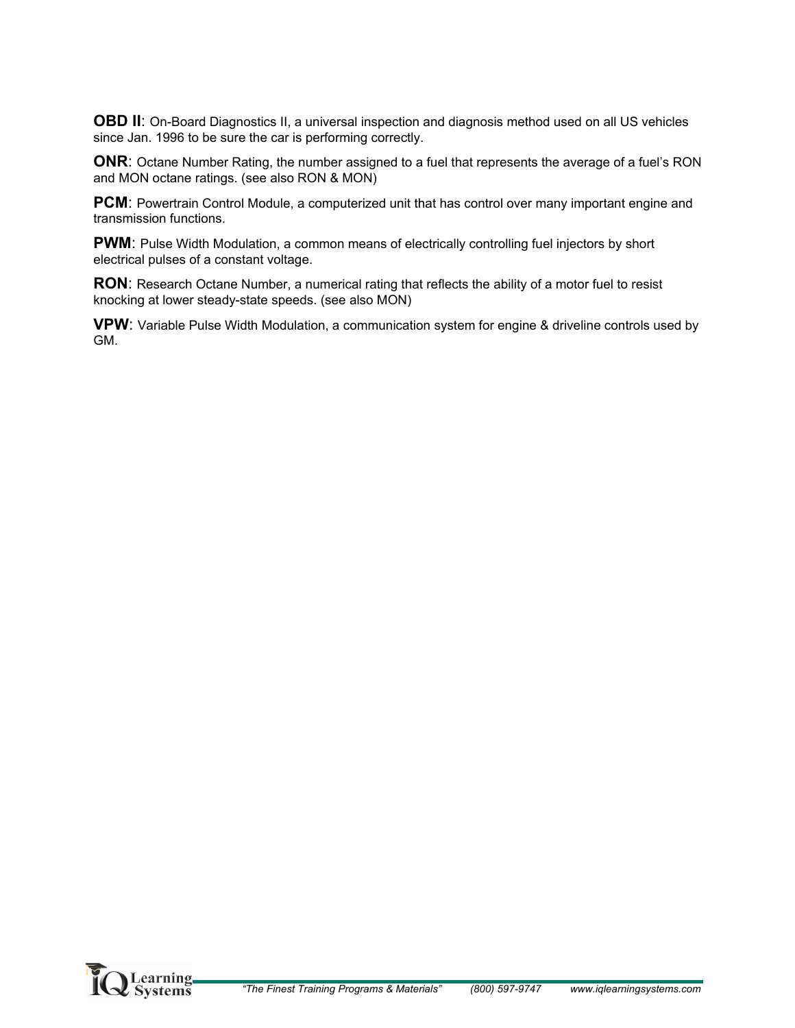**OBD II**: On-Board Diagnostics II, a universal inspection and diagnosis method used on all US vehicles since Jan. 1996 to be sure the car is performing correctly.

**ONR**: Octane Number Rating, the number assigned to a fuel that represents the average of a fuel's RON and MON octane ratings. (see also RON & MON)

**PCM**: Powertrain Control Module, a computerized unit that has control over many important engine and transmission functions.

**PWM**: Pulse Width Modulation, a common means of electrically controlling fuel injectors by short electrical pulses of a constant voltage.

**RON**: Research Octane Number, a numerical rating that reflects the ability of a motor fuel to resist knocking at lower steady-state speeds. (see also MON)

**VPW**: Variable Pulse Width Modulation, a communication system for engine & driveline controls used by GM.